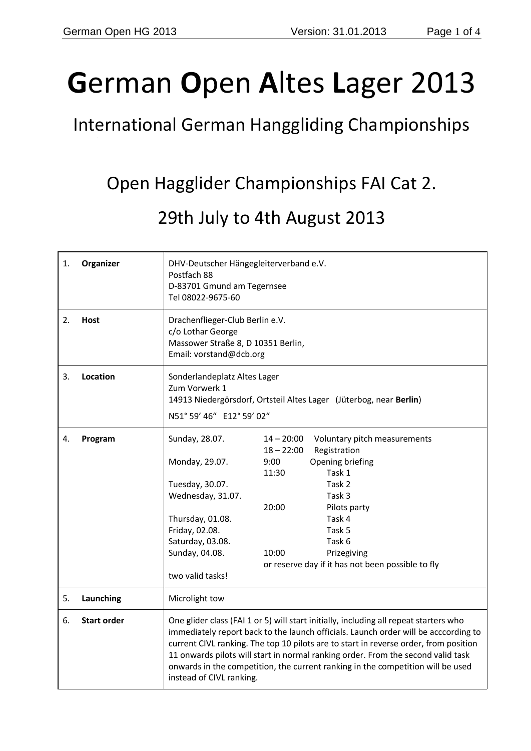# **G**erman **O**pen **A**ltes **L**ager 2013

## International German Hanggliding Championships

## Open Hagglider Championships FAI Cat 2.

## 29th July to 4th August 2013

| | | |
|---|---|---|
| 1. | **Organizer** | DHV-Deutscher Hängegleiterverband e.V.<br>Postfach 88<br>D-83701 Gmund am Tegernsee<br>Tel 08022-9675-60 |
| 2. | **Host** | Drachenflieger-Club Berlin e.V.<br>c/o Lothar George<br>Massower Straße 8, D 10351 Berlin,<br>Email: vorstand@dcb.org |
| 3. | **Location** | Sonderlandeplatz Altes Lager<br>Zum Vorwerk 1<br>14913 Niedergörsdorf, Ortsteil Altes Lager (Jüterbog, near **Berlin**)<br>N51° 59' 46" E12° 59' 02" |
| 4. | **Program** | Sunday, 28.07. 14 – 20:00 Voluntary pitch measurements<br>18 – 22:00 Registration<br>Monday, 29.07. 9:00 Opening briefing<br>11:30 Task 1<br>Tuesday, 30.07. Task 2<br>Wednesday, 31.07. Task 3<br>20:00 Pilots party<br>Thursday, 01.08. Task 4<br>Friday, 02.08. Task 5<br>Saturday, 03.08. Task 6<br>Sunday, 04.08. 10:00 Prizegiving<br>or reserve day if it has not been possible to fly<br>two valid tasks! |
| 5. | **Launching** | Microlight tow |
| 6. | **Start order** | One glider class (FAI 1 or 5) will start initially, including all repeat starters who immediately report back to the launch officials. Launch order will be acccording to current CIVL ranking. The top 10 pilots are to start in reverse order, from position 11 onwards pilots will start in normal ranking order. From the second valid task onwards in the competition, the current ranking in the competition will be used instead of CIVL ranking. |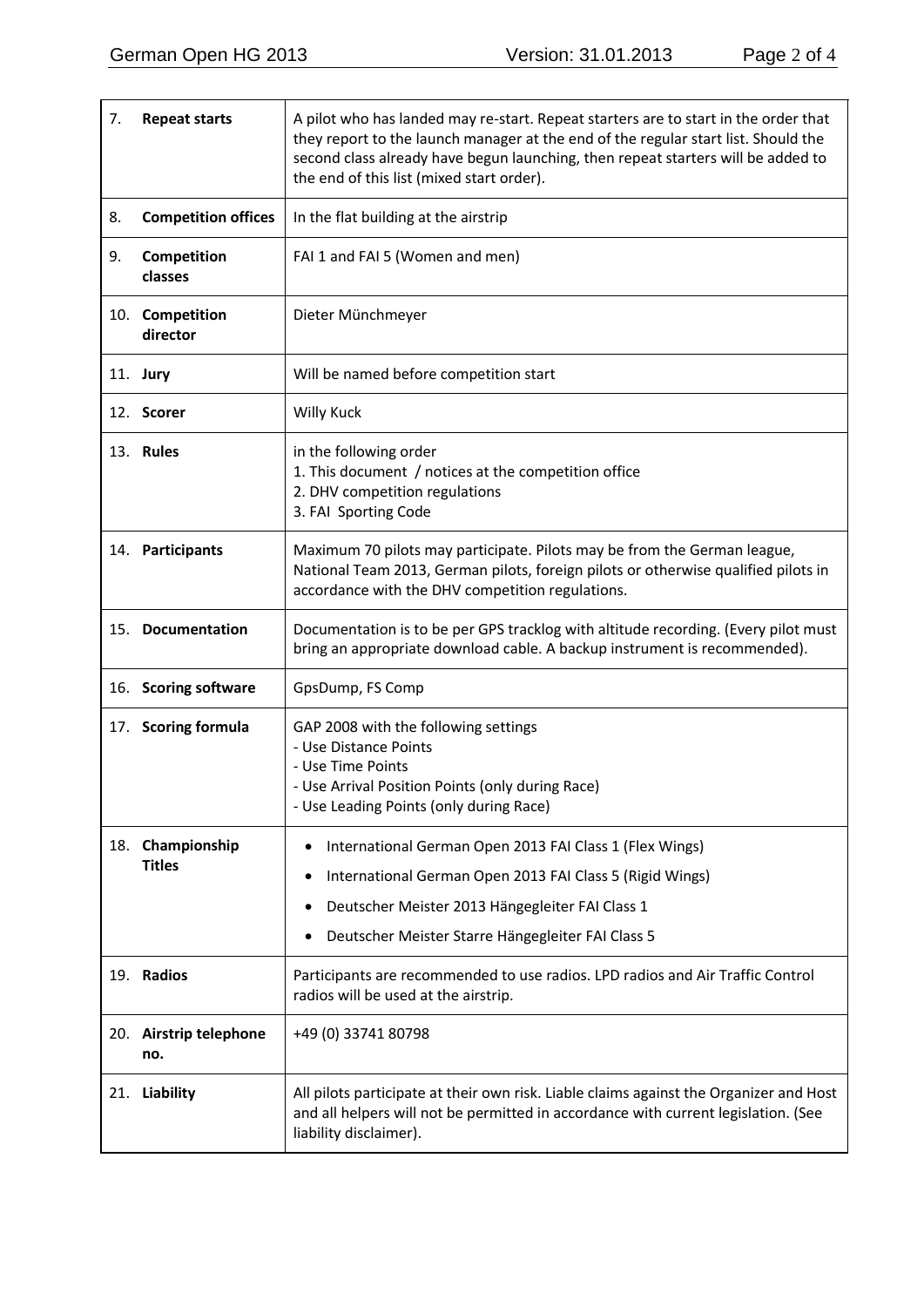| | | |
|---|---|---|
| 7. | **Repeat starts** | A pilot who has landed may re-start. Repeat starters are to start in the order that they report to the launch manager at the end of the regular start list. Should the second class already have begun launching, then repeat starters will be added to the end of this list (mixed start order). |
| 8. | **Competition offices** | In the flat building at the airstrip |
| 9. | **Competition classes** | FAI 1 and FAI 5 (Women and men) |
| 10. | **Competition director** | Dieter Münchmeyer |
| 11. | **Jury** | Will be named before competition start |
| 12. | **Scorer** | Willy Kuck |
| 13. | **Rules** | in the following order<br>1. This document / notices at the competition office<br>2. DHV competition regulations<br>3. FAI Sporting Code |
| 14. | **Participants** | Maximum 70 pilots may participate. Pilots may be from the German league, National Team 2013, German pilots, foreign pilots or otherwise qualified pilots in accordance with the DHV competition regulations. |
| 15. | **Documentation** | Documentation is to be per GPS tracklog with altitude recording. (Every pilot must bring an appropriate download cable. A backup instrument is recommended). |
| 16. | **Scoring software** | GpsDump, FS Comp |
| 17. | **Scoring formula** | GAP 2008 with the following settings<br>- Use Distance Points<br>- Use Time Points<br>- Use Arrival Position Points (only during Race)<br>- Use Leading Points (only during Race) |
| 18. | **Championship Titles** | • International German Open 2013 FAI Class 1 (Flex Wings)<br>• International German Open 2013 FAI Class 5 (Rigid Wings)<br>• Deutscher Meister 2013 Hängegleiter FAI Class 1<br>• Deutscher Meister Starre Hängegleiter FAI Class 5 |
| 19. | **Radios** | Participants are recommended to use radios. LPD radios and Air Traffic Control radios will be used at the airstrip. |
| 20. | **Airstrip telephone no.** | +49 (0) 33741 80798 |
| 21. | **Liability** | All pilots participate at their own risk. Liable claims against the Organizer and Host and all helpers will not be permitted in accordance with current legislation. (See liability disclaimer). |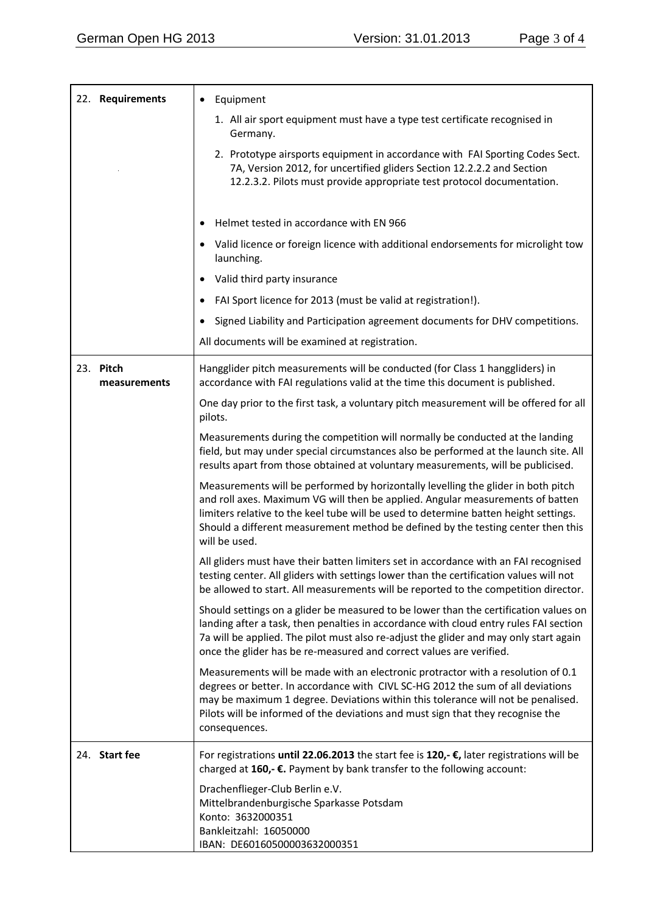| 22. **Requirements** | • Equipment<br>1. All air sport equipment must have a type test certificate recognised in Germany.<br>2. Prototype airsports equipment in accordance with FAI Sporting Codes Sect. 7A, Version 2012, for uncertified gliders Section 12.2.2.2 and Section 12.2.3.2. Pilots must provide appropriate test protocol documentation.<br><br>• Helmet tested in accordance with EN 966<br>• Valid licence or foreign licence with additional endorsements for microlight tow launching.<br>• Valid third party insurance<br>• FAI Sport licence for 2013 (must be valid at registration!).<br>• Signed Liability and Participation agreement documents for DHV competitions.<br>All documents will be examined at registration. |
|---|---|
| 23. **Pitch measurements** | Hangglider pitch measurements will be conducted (for Class 1 hanggliders) in accordance with FAI regulations valid at the time this document is published.<br><br>One day prior to the first task, a voluntary pitch measurement will be offered for all pilots.<br><br>Measurements during the competition will normally be conducted at the landing field, but may under special circumstances also be performed at the launch site. All results apart from those obtained at voluntary measurements, will be publicised.<br><br>Measurements will be performed by horizontally levelling the glider in both pitch and roll axes. Maximum VG will then be applied. Angular measurements of batten limiters relative to the keel tube will be used to determine batten height settings. Should a different measurement method be defined by the testing center then this will be used.<br><br>All gliders must have their batten limiters set in accordance with an FAI recognised testing center. All gliders with settings lower than the certification values will not be allowed to start. All measurements will be reported to the competition director.<br><br>Should settings on a glider be measured to be lower than the certification values on landing after a task, then penalties in accordance with cloud entry rules FAI section 7a will be applied. The pilot must also re-adjust the glider and may only start again once the glider has be re-measured and correct values are verified.<br><br>Measurements will be made with an electronic protractor with a resolution of 0.1 degrees or better. In accordance with CIVL SC-HG 2012 the sum of all deviations may be maximum 1 degree. Deviations within this tolerance will not be penalised. Pilots will be informed of the deviations and must sign that they recognise the consequences. |
| 24. **Start fee** | For registrations **until 22.06.2013** the start fee is **120,- €,** later registrations will be charged at **160,- €.** Payment by bank transfer to the following account:<br><br>Drachenflieger-Club Berlin e.V.<br>Mittelbrandenburgische Sparkasse Potsdam<br>Konto: 3632000351<br>Bankleitzahl: 16050000<br>IBAN: DE60160500003632000351 |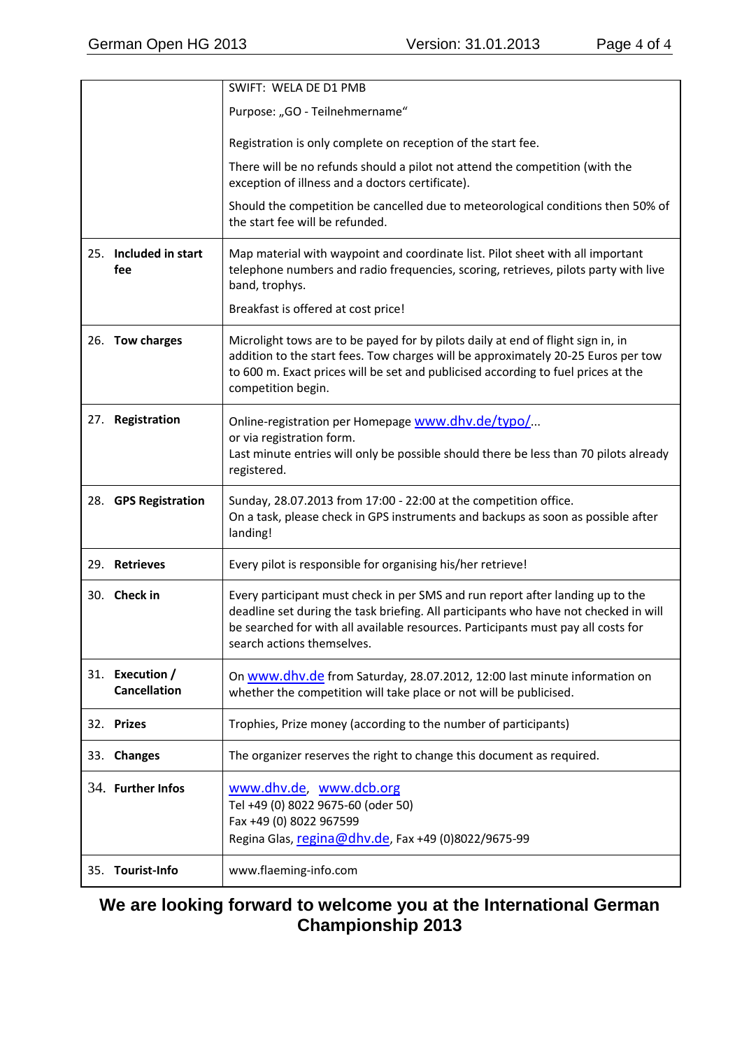| | |
|---|---|
| | SWIFT: WELA DE D1 PMB<br>Purpose: „GO - Teilnehmername"<br><br>Registration is only complete on reception of the start fee.<br>There will be no refunds should a pilot not attend the competition (with the exception of illness and a doctors certificate).<br>Should the competition be cancelled due to meteorological conditions then 50% of the start fee will be refunded. |
| 25. **Included in start fee** | Map material with waypoint and coordinate list. Pilot sheet with all important telephone numbers and radio frequencies, scoring, retrieves, pilots party with live band, trophys.<br>Breakfast is offered at cost price! |
| 26. **Tow charges** | Microlight tows are to be payed for by pilots daily at end of flight sign in, in addition to the start fees. Tow charges will be approximately 20-25 Euros per tow to 600 m. Exact prices will be set and publicised according to fuel prices at the competition begin. |
| 27. **Registration** | Online-registration per Homepage www.dhv.de/typo/...<br>or via registration form.<br>Last minute entries will only be possible should there be less than 70 pilots already registered. |
| 28. **GPS Registration** | Sunday, 28.07.2013 from 17:00 - 22:00 at the competition office.<br>On a task, please check in GPS instruments and backups as soon as possible after landing! |
| 29. **Retrieves** | Every pilot is responsible for organising his/her retrieve! |
| 30. **Check in** | Every participant must check in per SMS and run report after landing up to the deadline set during the task briefing. All participants who have not checked in will be searched for with all available resources. Participants must pay all costs for search actions themselves. |
| 31. **Execution / Cancellation** | On www.dhv.de from Saturday, 28.07.2012, 12:00 last minute information on whether the competition will take place or not will be publicised. |
| 32. **Prizes** | Trophies, Prize money (according to the number of participants) |
| 33. **Changes** | The organizer reserves the right to change this document as required. |
| 34. **Further Infos** | www.dhv.de, www.dcb.org<br>Tel +49 (0) 8022 9675-60 (oder 50)<br>Fax +49 (0) 8022 967599<br>Regina Glas, regina@dhv.de, Fax +49 (0)8022/9675-99 |
| 35. **Tourist-Info** | www.flaeming-info.com |

**We are looking forward to welcome you at the International German Championship 2013**